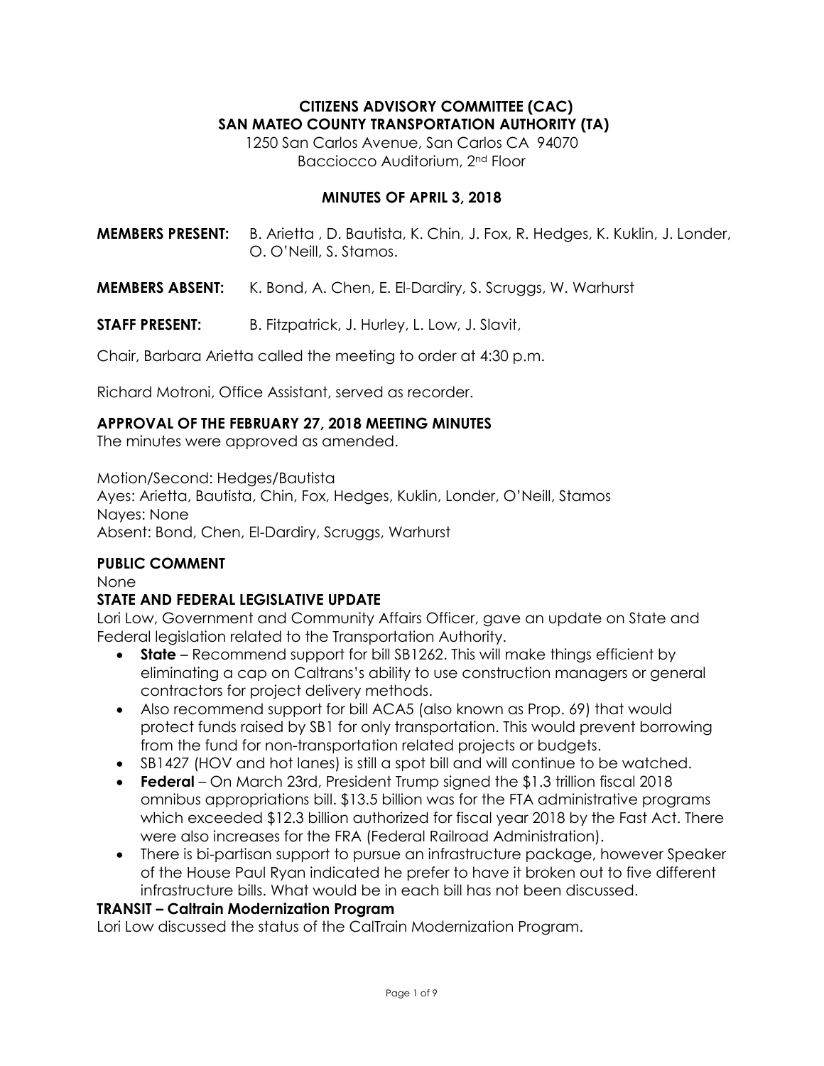# CITIZENS ADVISORY COMMITTEE (CAC)
# SAN MATEO COUNTY TRANSPORTATION AUTHORITY (TA)

1250 San Carlos Avenue, San Carlos CA 94070
Bacciocco Auditorium, 2nd Floor

## MINUTES OF APRIL 3, 2018

**MEMBERS PRESENT:** B. Arietta , D. Bautista, K. Chin, J. Fox, R. Hedges, K. Kuklin, J. Londer, O. O'Neill, S. Stamos.

**MEMBERS ABSENT:** K. Bond, A. Chen, E. El-Dardiry, S. Scruggs, W. Warhurst

**STAFF PRESENT:** B. Fitzpatrick, J. Hurley, L. Low, J. Slavit,

Chair, Barbara Arietta called the meeting to order at 4:30 p.m.

Richard Motroni, Office Assistant, served as recorder.

### APPROVAL OF THE FEBRUARY 27, 2018 MEETING MINUTES

The minutes were approved as amended.

Motion/Second: Hedges/Bautista
Ayes: Arietta, Bautista, Chin, Fox, Hedges, Kuklin, Londer, O'Neill, Stamos
Nayes: None
Absent: Bond, Chen, El-Dardiry, Scruggs, Warhurst

### PUBLIC COMMENT

None

### STATE AND FEDERAL LEGISLATIVE UPDATE

Lori Low, Government and Community Affairs Officer, gave an update on State and Federal legislation related to the Transportation Authority.

- **State** – Recommend support for bill SB1262. This will make things efficient by eliminating a cap on Caltrans's ability to use construction managers or general contractors for project delivery methods.
- Also recommend support for bill ACA5 (also known as Prop. 69) that would protect funds raised by SB1 for only transportation. This would prevent borrowing from the fund for non-transportation related projects or budgets.
- SB1427 (HOV and hot lanes) is still a spot bill and will continue to be watched.
- **Federal** – On March 23rd, President Trump signed the $1.3 trillion fiscal 2018 omnibus appropriations bill. $13.5 billion was for the FTA administrative programs which exceeded $12.3 billion authorized for fiscal year 2018 by the Fast Act. There were also increases for the FRA (Federal Railroad Administration).
- There is bi-partisan support to pursue an infrastructure package, however Speaker of the House Paul Ryan indicated he prefer to have it broken out to five different infrastructure bills. What would be in each bill has not been discussed.

### TRANSIT – Caltrain Modernization Program

Lori Low discussed the status of the CalTrain Modernization Program.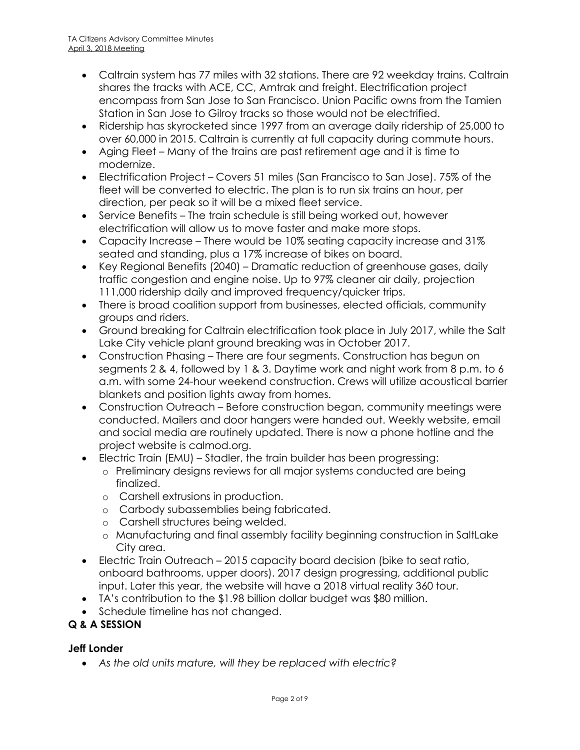- Caltrain system has 77 miles with 32 stations. There are 92 weekday trains. Caltrain shares the tracks with ACE, CC, Amtrak and freight. Electrification project encompass from San Jose to San Francisco. Union Pacific owns from the Tamien Station in San Jose to Gilroy tracks so those would not be electrified.
- Ridership has skyrocketed since 1997 from an average daily ridership of 25,000 to over 60,000 in 2015. Caltrain is currently at full capacity during commute hours.
- Aging Fleet – Many of the trains are past retirement age and it is time to modernize.
- Electrification Project – Covers 51 miles (San Francisco to San Jose). 75% of the fleet will be converted to electric. The plan is to run six trains an hour, per direction, per peak so it will be a mixed fleet service.
- Service Benefits – The train schedule is still being worked out, however electrification will allow us to move faster and make more stops.
- Capacity Increase – There would be 10% seating capacity increase and 31% seated and standing, plus a 17% increase of bikes on board.
- Key Regional Benefits (2040) – Dramatic reduction of greenhouse gases, daily traffic congestion and engine noise. Up to 97% cleaner air daily, projection 111,000 ridership daily and improved frequency/quicker trips.
- There is broad coalition support from businesses, elected officials, community groups and riders.
- Ground breaking for Caltrain electrification took place in July 2017, while the Salt Lake City vehicle plant ground breaking was in October 2017.
- Construction Phasing – There are four segments. Construction has begun on segments 2 & 4, followed by 1 & 3. Daytime work and night work from 8 p.m. to 6 a.m. with some 24-hour weekend construction. Crews will utilize acoustical barrier blankets and position lights away from homes.
- Construction Outreach – Before construction began, community meetings were conducted. Mailers and door hangers were handed out. Weekly website, email and social media are routinely updated. There is now a phone hotline and the project website is calmod.org.
- Electric Train (EMU) – Stadler, the train builder has been progressing:
  - Preliminary designs reviews for all major systems conducted are being finalized.
  - Carshell extrusions in production.
  - Carbody subassemblies being fabricated.
  - Carshell structures being welded.
  - Manufacturing and final assembly facility beginning construction in SaltLake City area.
- Electric Train Outreach – 2015 capacity board decision (bike to seat ratio, onboard bathrooms, upper doors). 2017 design progressing, additional public input. Later this year, the website will have a 2018 virtual reality 360 tour.
- TA's contribution to the $1.98 billion dollar budget was $80 million.
- Schedule timeline has not changed.

**Q & A SESSION**

**Jeff Londer**

- *As the old units mature, will they be replaced with electric?*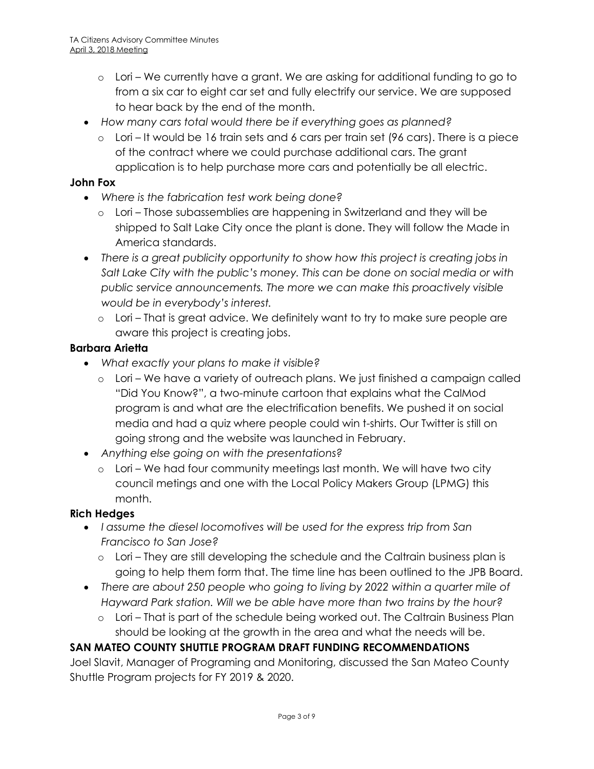- Lori – We currently have a grant. We are asking for additional funding to go to from a six car to eight car set and fully electrify our service. We are supposed to hear back by the end of the month.
- *How many cars total would there be if everything goes as planned?*
  - Lori – It would be 16 train sets and 6 cars per train set (96 cars). There is a piece of the contract where we could purchase additional cars. The grant application is to help purchase more cars and potentially be all electric.

**John Fox**

- *Where is the fabrication test work being done?*
  - Lori – Those subassemblies are happening in Switzerland and they will be shipped to Salt Lake City once the plant is done. They will follow the Made in America standards.
- *There is a great publicity opportunity to show how this project is creating jobs in Salt Lake City with the public's money. This can be done on social media or with public service announcements. The more we can make this proactively visible would be in everybody's interest.*
  - Lori – That is great advice. We definitely want to try to make sure people are aware this project is creating jobs.

**Barbara Arietta**

- *What exactly your plans to make it visible?*
  - Lori – We have a variety of outreach plans. We just finished a campaign called "Did You Know?", a two-minute cartoon that explains what the CalMod program is and what are the electrification benefits. We pushed it on social media and had a quiz where people could win t-shirts. Our Twitter is still on going strong and the website was launched in February.
- *Anything else going on with the presentations?*
  - Lori – We had four community meetings last month. We will have two city council metings and one with the Local Policy Makers Group (LPMG) this month.

**Rich Hedges**

- *I assume the diesel locomotives will be used for the express trip from San Francisco to San Jose?*
  - Lori – They are still developing the schedule and the Caltrain business plan is going to help them form that. The time line has been outlined to the JPB Board.
- *There are about 250 people who going to living by 2022 within a quarter mile of Hayward Park station. Will we be able have more than two trains by the hour?*
  - Lori – That is part of the schedule being worked out. The Caltrain Business Plan should be looking at the growth in the area and what the needs will be.

**SAN MATEO COUNTY SHUTTLE PROGRAM DRAFT FUNDING RECOMMENDATIONS**

Joel Slavit, Manager of Programing and Monitoring, discussed the San Mateo County Shuttle Program projects for FY 2019 & 2020.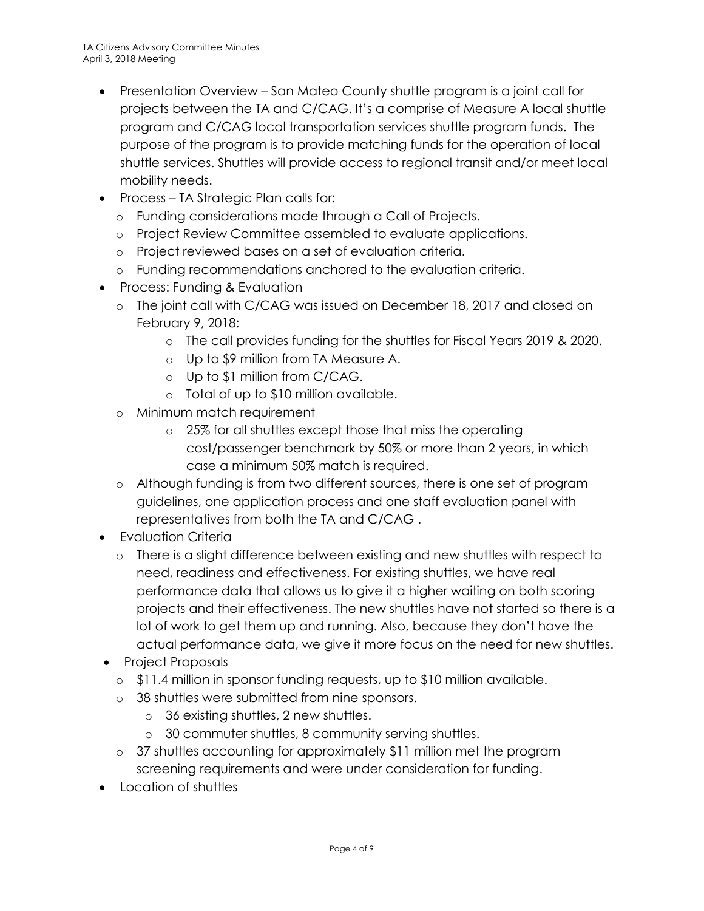- Presentation Overview – San Mateo County shuttle program is a joint call for projects between the TA and C/CAG. It's a comprise of Measure A local shuttle program and C/CAG local transportation services shuttle program funds. The purpose of the program is to provide matching funds for the operation of local shuttle services. Shuttles will provide access to regional transit and/or meet local mobility needs.
- Process – TA Strategic Plan calls for:
  - Funding considerations made through a Call of Projects.
  - Project Review Committee assembled to evaluate applications.
  - Project reviewed bases on a set of evaluation criteria.
  - Funding recommendations anchored to the evaluation criteria.
- Process: Funding & Evaluation
  - The joint call with C/CAG was issued on December 18, 2017 and closed on February 9, 2018:
    - The call provides funding for the shuttles for Fiscal Years 2019 & 2020.
    - Up to $9 million from TA Measure A.
    - Up to $1 million from C/CAG.
    - Total of up to $10 million available.
  - Minimum match requirement
    - 25% for all shuttles except those that miss the operating cost/passenger benchmark by 50% or more than 2 years, in which case a minimum 50% match is required.
  - Although funding is from two different sources, there is one set of program guidelines, one application process and one staff evaluation panel with representatives from both the TA and C/CAG .
- Evaluation Criteria
  - There is a slight difference between existing and new shuttles with respect to need, readiness and effectiveness. For existing shuttles, we have real performance data that allows us to give it a higher waiting on both scoring projects and their effectiveness. The new shuttles have not started so there is a lot of work to get them up and running. Also, because they don't have the actual performance data, we give it more focus on the need for new shuttles.
- Project Proposals
  - $11.4 million in sponsor funding requests, up to $10 million available.
  - 38 shuttles were submitted from nine sponsors.
    - 36 existing shuttles, 2 new shuttles.
    - 30 commuter shuttles, 8 community serving shuttles.
  - 37 shuttles accounting for approximately $11 million met the program screening requirements and were under consideration for funding.
- Location of shuttles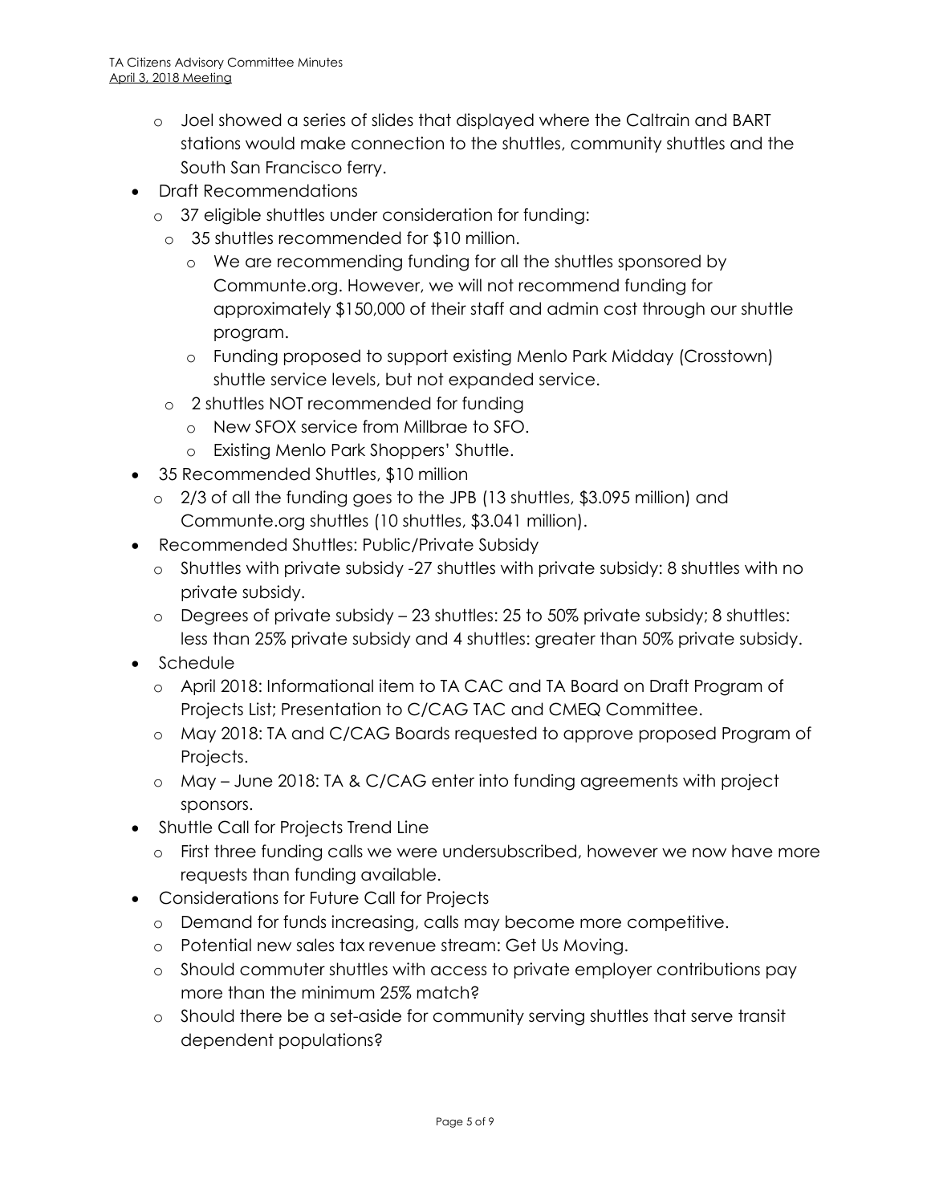- Joel showed a series of slides that displayed where the Caltrain and BART stations would make connection to the shuttles, community shuttles and the South San Francisco ferry.
- Draft Recommendations
  - 37 eligible shuttles under consideration for funding:
    - 35 shuttles recommended for $10 million.
      - We are recommending funding for all the shuttles sponsored by Communte.org. However, we will not recommend funding for approximately $150,000 of their staff and admin cost through our shuttle program.
      - Funding proposed to support existing Menlo Park Midday (Crosstown) shuttle service levels, but not expanded service.
    - 2 shuttles NOT recommended for funding
      - New SFOX service from Millbrae to SFO.
      - Existing Menlo Park Shoppers' Shuttle.
- 35 Recommended Shuttles, $10 million
  - 2/3 of all the funding goes to the JPB (13 shuttles, $3.095 million) and Communte.org shuttles (10 shuttles, $3.041 million).
- Recommended Shuttles: Public/Private Subsidy
  - Shuttles with private subsidy -27 shuttles with private subsidy: 8 shuttles with no private subsidy.
  - Degrees of private subsidy – 23 shuttles: 25 to 50% private subsidy; 8 shuttles: less than 25% private subsidy and 4 shuttles: greater than 50% private subsidy.
- Schedule
  - April 2018: Informational item to TA CAC and TA Board on Draft Program of Projects List; Presentation to C/CAG TAC and CMEQ Committee.
  - May 2018: TA and C/CAG Boards requested to approve proposed Program of Projects.
  - May – June 2018: TA & C/CAG enter into funding agreements with project sponsors.
- Shuttle Call for Projects Trend Line
  - First three funding calls we were undersubscribed, however we now have more requests than funding available.
- Considerations for Future Call for Projects
  - Demand for funds increasing, calls may become more competitive.
  - Potential new sales tax revenue stream: Get Us Moving.
  - Should commuter shuttles with access to private employer contributions pay more than the minimum 25% match?
  - Should there be a set-aside for community serving shuttles that serve transit dependent populations?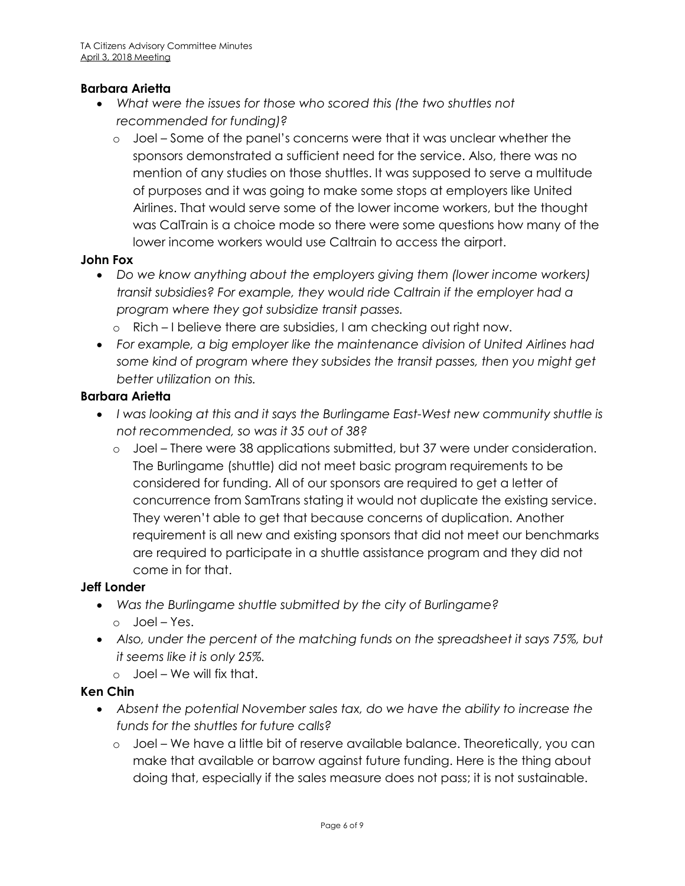**Barbara Arietta**

- *What were the issues for those who scored this (the two shuttles not recommended for funding)?*
  - Joel – Some of the panel's concerns were that it was unclear whether the sponsors demonstrated a sufficient need for the service. Also, there was no mention of any studies on those shuttles. It was supposed to serve a multitude of purposes and it was going to make some stops at employers like United Airlines. That would serve some of the lower income workers, but the thought was CalTrain is a choice mode so there were some questions how many of the lower income workers would use Caltrain to access the airport.

**John Fox**

- *Do we know anything about the employers giving them (lower income workers) transit subsidies? For example, they would ride Caltrain if the employer had a program where they got subsidize transit passes.*
  - Rich – I believe there are subsidies, I am checking out right now.
- *For example, a big employer like the maintenance division of United Airlines had some kind of program where they subsides the transit passes, then you might get better utilization on this.*

**Barbara Arietta**

- *I was looking at this and it says the Burlingame East-West new community shuttle is not recommended, so was it 35 out of 38?*
  - Joel – There were 38 applications submitted, but 37 were under consideration. The Burlingame (shuttle) did not meet basic program requirements to be considered for funding. All of our sponsors are required to get a letter of concurrence from SamTrans stating it would not duplicate the existing service. They weren't able to get that because concerns of duplication. Another requirement is all new and existing sponsors that did not meet our benchmarks are required to participate in a shuttle assistance program and they did not come in for that.

**Jeff Londer**

- *Was the Burlingame shuttle submitted by the city of Burlingame?*
  - Joel – Yes.
- *Also, under the percent of the matching funds on the spreadsheet it says 75%, but it seems like it is only 25%.*
  - Joel – We will fix that.

**Ken Chin**

- *Absent the potential November sales tax, do we have the ability to increase the funds for the shuttles for future calls?*
  - Joel – We have a little bit of reserve available balance. Theoretically, you can make that available or barrow against future funding. Here is the thing about doing that, especially if the sales measure does not pass; it is not sustainable.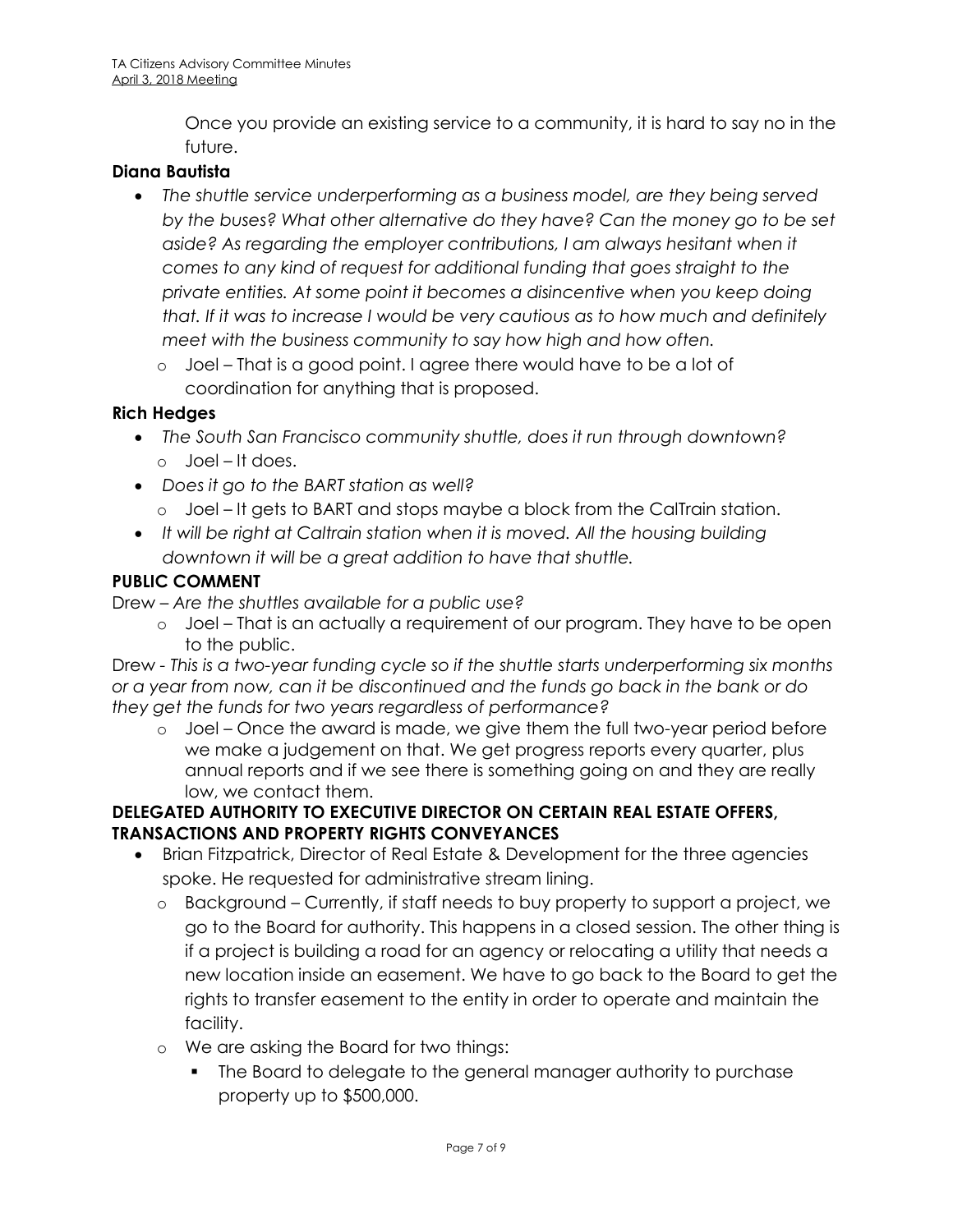Once you provide an existing service to a community, it is hard to say no in the future.

**Diana Bautista**

- *The shuttle service underperforming as a business model, are they being served by the buses? What other alternative do they have? Can the money go to be set aside? As regarding the employer contributions, I am always hesitant when it comes to any kind of request for additional funding that goes straight to the private entities. At some point it becomes a disincentive when you keep doing that. If it was to increase I would be very cautious as to how much and definitely meet with the business community to say how high and how often.*
    - Joel – That is a good point. I agree there would have to be a lot of coordination for anything that is proposed.

**Rich Hedges**

- *The South San Francisco community shuttle, does it run through downtown?*
    - Joel – It does.
- *Does it go to the BART station as well?*
    - Joel – It gets to BART and stops maybe a block from the CalTrain station.
- *It will be right at Caltrain station when it is moved. All the housing building downtown it will be a great addition to have that shuttle.*

**PUBLIC COMMENT**

Drew – *Are the shuttles available for a public use?*

- Joel – That is an actually a requirement of our program. They have to be open to the public.

Drew - *This is a two-year funding cycle so if the shuttle starts underperforming six months or a year from now, can it be discontinued and the funds go back in the bank or do they get the funds for two years regardless of performance?*

- Joel – Once the award is made, we give them the full two-year period before we make a judgement on that. We get progress reports every quarter, plus annual reports and if we see there is something going on and they are really low, we contact them.

**DELEGATED AUTHORITY TO EXECUTIVE DIRECTOR ON CERTAIN REAL ESTATE OFFERS, TRANSACTIONS AND PROPERTY RIGHTS CONVEYANCES**

- Brian Fitzpatrick, Director of Real Estate & Development for the three agencies spoke. He requested for administrative stream lining.
    - Background – Currently, if staff needs to buy property to support a project, we go to the Board for authority. This happens in a closed session. The other thing is if a project is building a road for an agency or relocating a utility that needs a new location inside an easement. We have to go back to the Board to get the rights to transfer easement to the entity in order to operate and maintain the facility.
    - We are asking the Board for two things:
        - The Board to delegate to the general manager authority to purchase property up to $500,000.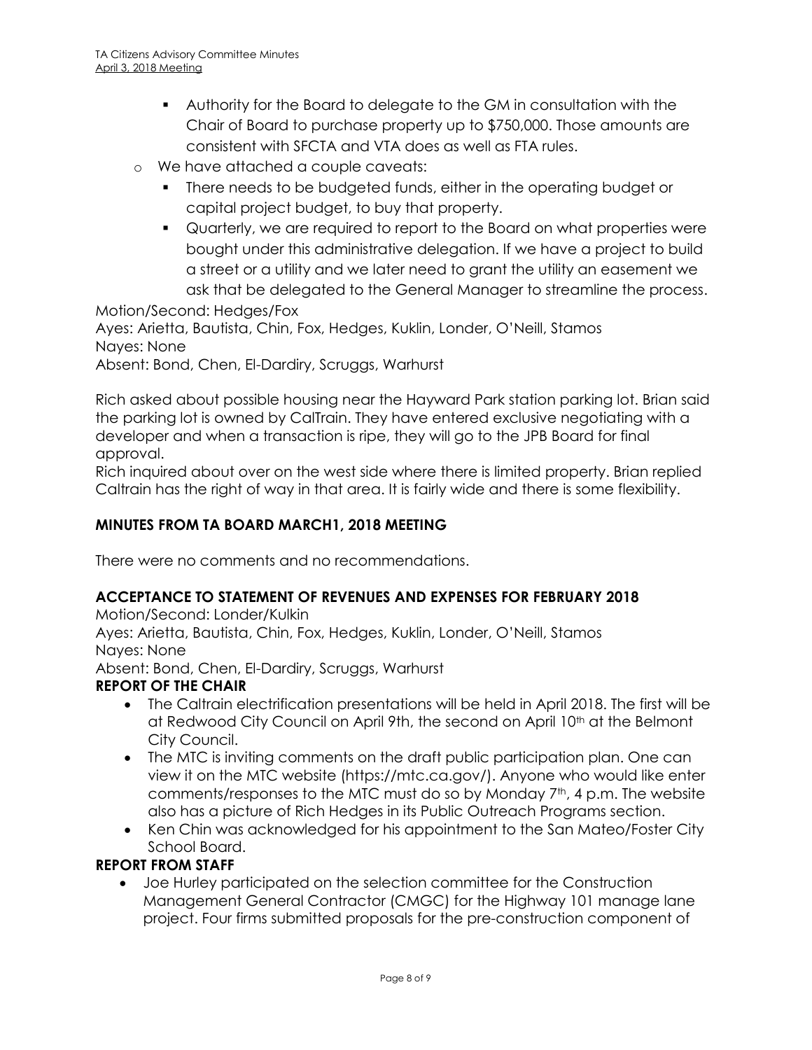- Authority for the Board to delegate to the GM in consultation with the Chair of Board to purchase property up to $750,000. Those amounts are consistent with SFCTA and VTA does as well as FTA rules.
  - We have attached a couple caveats:
    - There needs to be budgeted funds, either in the operating budget or capital project budget, to buy that property.
    - Quarterly, we are required to report to the Board on what properties were bought under this administrative delegation. If we have a project to build a street or a utility and we later need to grant the utility an easement we ask that be delegated to the General Manager to streamline the process.

Motion/Second: Hedges/Fox
Ayes: Arietta, Bautista, Chin, Fox, Hedges, Kuklin, Londer, O'Neill, Stamos
Nayes: None
Absent: Bond, Chen, El-Dardiry, Scruggs, Warhurst

Rich asked about possible housing near the Hayward Park station parking lot. Brian said the parking lot is owned by CalTrain. They have entered exclusive negotiating with a developer and when a transaction is ripe, they will go to the JPB Board for final approval.
Rich inquired about over on the west side where there is limited property. Brian replied Caltrain has the right of way in that area. It is fairly wide and there is some flexibility.

**MINUTES FROM TA BOARD MARCH1, 2018 MEETING**

There were no comments and no recommendations.

**ACCEPTANCE TO STATEMENT OF REVENUES AND EXPENSES FOR FEBRUARY 2018**

Motion/Second: Londer/Kulkin
Ayes: Arietta, Bautista, Chin, Fox, Hedges, Kuklin, Londer, O'Neill, Stamos
Nayes: None
Absent: Bond, Chen, El-Dardiry, Scruggs, Warhurst

**REPORT OF THE CHAIR**

- The Caltrain electrification presentations will be held in April 2018. The first will be at Redwood City Council on April 9th, the second on April 10th at the Belmont City Council.
- The MTC is inviting comments on the draft public participation plan. One can view it on the MTC website (https://mtc.ca.gov/). Anyone who would like enter comments/responses to the MTC must do so by Monday 7th, 4 p.m. The website also has a picture of Rich Hedges in its Public Outreach Programs section.
- Ken Chin was acknowledged for his appointment to the San Mateo/Foster City School Board.

**REPORT FROM STAFF**

- Joe Hurley participated on the selection committee for the Construction Management General Contractor (CMGC) for the Highway 101 manage lane project. Four firms submitted proposals for the pre-construction component of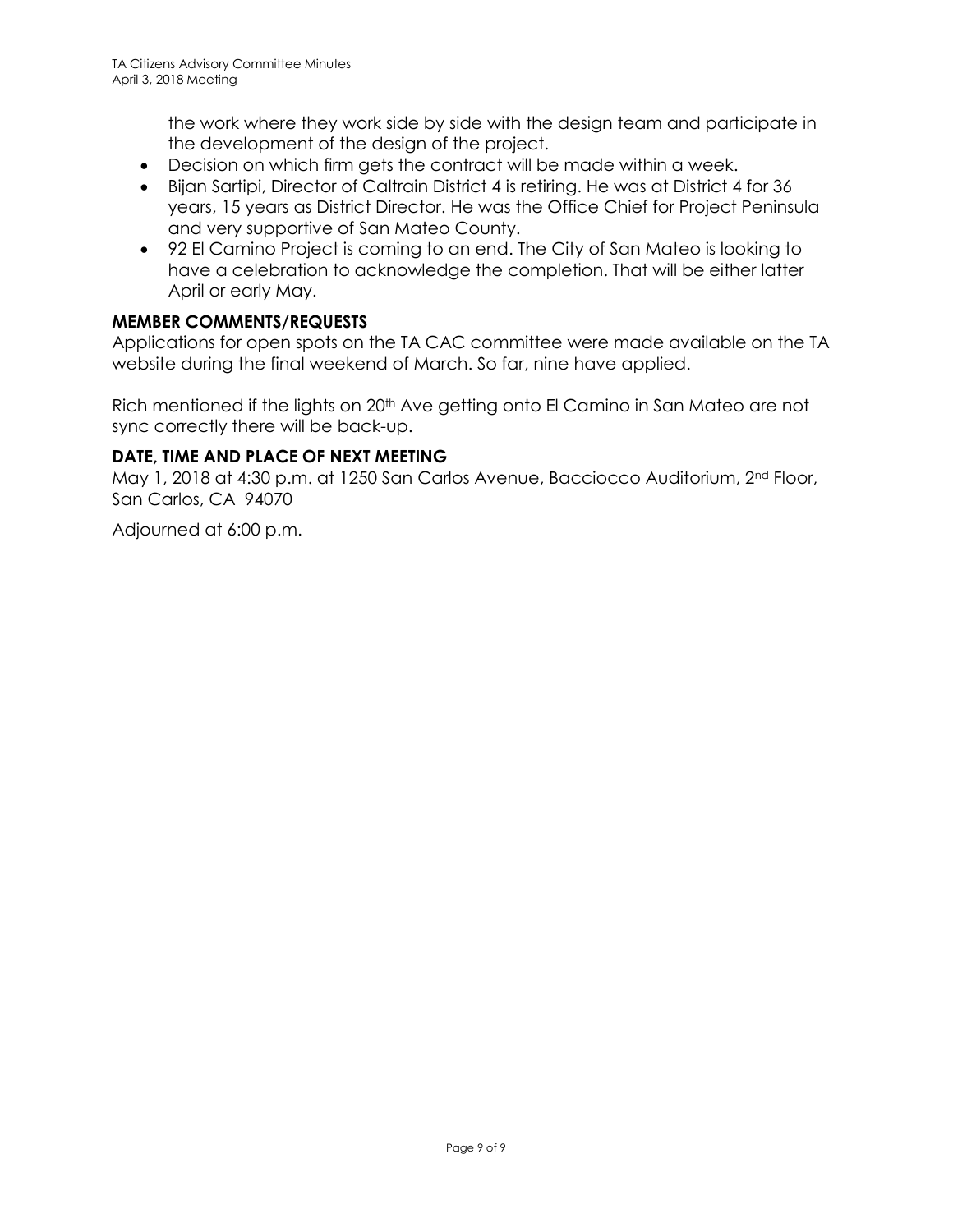the work where they work side by side with the design team and participate in the development of the design of the project.

- Decision on which firm gets the contract will be made within a week.
- Bijan Sartipi, Director of Caltrain District 4 is retiring. He was at District 4 for 36 years, 15 years as District Director. He was the Office Chief for Project Peninsula and very supportive of San Mateo County.
- 92 El Camino Project is coming to an end. The City of San Mateo is looking to have a celebration to acknowledge the completion. That will be either latter April or early May.

## MEMBER COMMENTS/REQUESTS

Applications for open spots on the TA CAC committee were made available on the TA website during the final weekend of March. So far, nine have applied.

Rich mentioned if the lights on 20th Ave getting onto El Camino in San Mateo are not sync correctly there will be back-up.

## DATE, TIME AND PLACE OF NEXT MEETING

May 1, 2018 at 4:30 p.m. at 1250 San Carlos Avenue, Bacciocco Auditorium, 2nd Floor, San Carlos, CA 94070

Adjourned at 6:00 p.m.